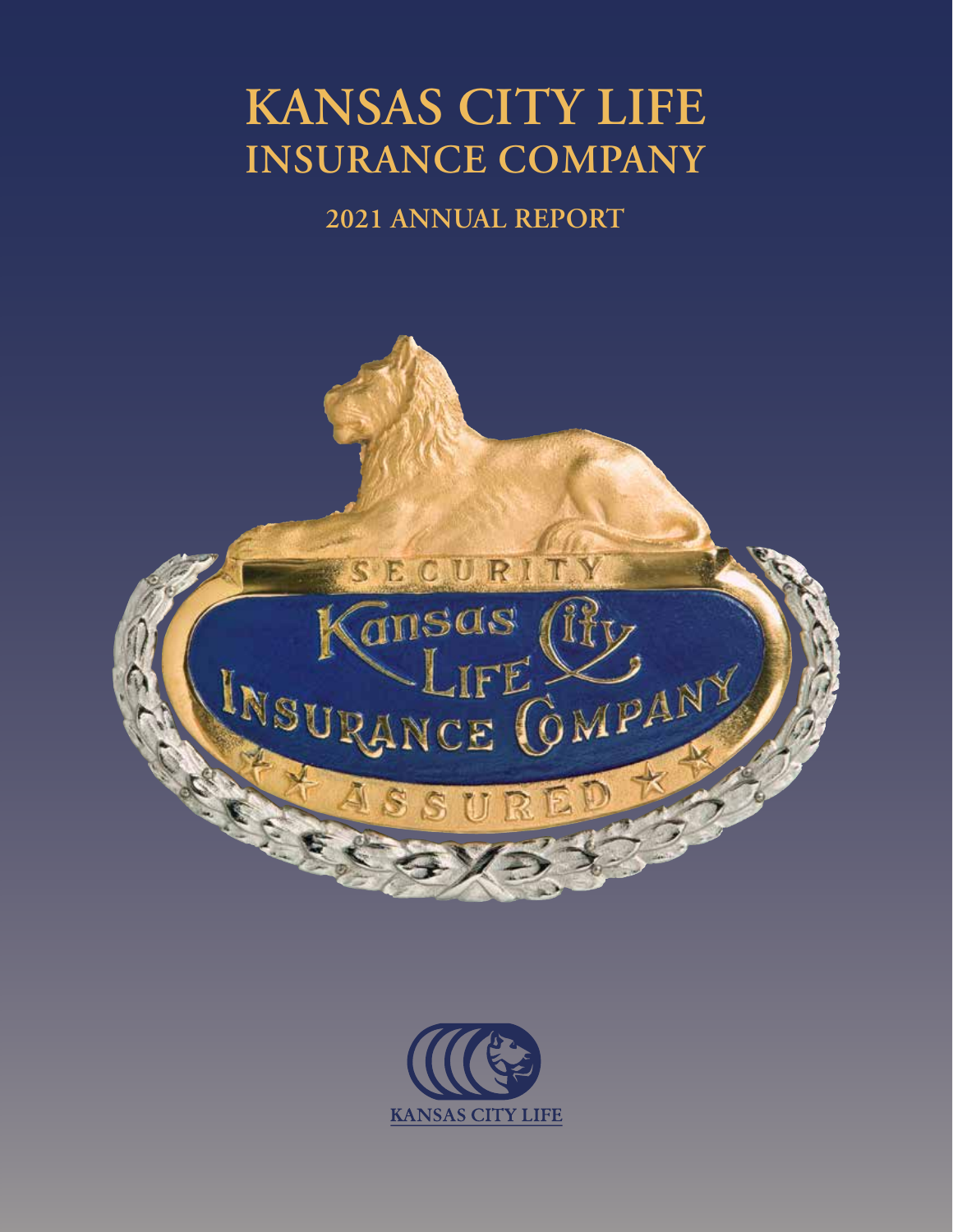# KANSAS CITY LIFE INSURANCE COMPANY

## 2021 ANNUAL REPORT

KANSAS CITY LIFE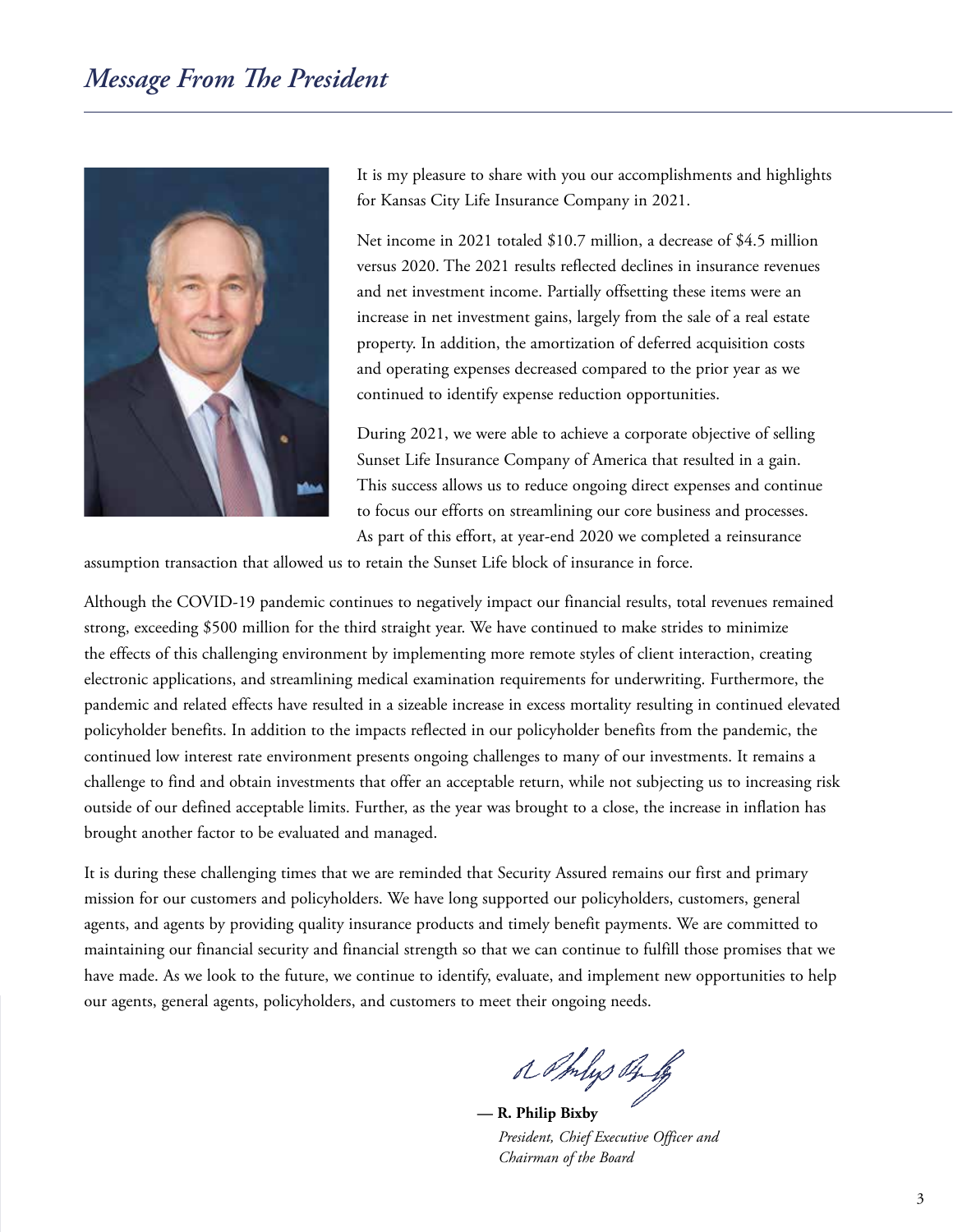# *Message From The President*

It is my pleasure to share with you our accomplishments and highlights for Kansas City Life Insurance Company in 2021.

Net income in 2021 totaled $10.7 million, a decrease of $4.5 million versus 2020. The 2021 results reflected declines in insurance revenues and net investment income. Partially offsetting these items were an increase in net investment gains, largely from the sale of a real estate property. In addition, the amortization of deferred acquisition costs and operating expenses decreased compared to the prior year as we continued to identify expense reduction opportunities.

During 2021, we were able to achieve a corporate objective of selling Sunset Life Insurance Company of America that resulted in a gain. This success allows us to reduce ongoing direct expenses and continue to focus our efforts on streamlining our core business and processes. As part of this effort, at year-end 2020 we completed a reinsurance assumption transaction that allowed us to retain the Sunset Life block of insurance in force.

Although the COVID-19 pandemic continues to negatively impact our financial results, total revenues remained strong, exceeding $500 million for the third straight year. We have continued to make strides to minimize the effects of this challenging environment by implementing more remote styles of client interaction, creating electronic applications, and streamlining medical examination requirements for underwriting. Furthermore, the pandemic and related effects have resulted in a sizeable increase in excess mortality resulting in continued elevated policyholder benefits. In addition to the impacts reflected in our policyholder benefits from the pandemic, the continued low interest rate environment presents ongoing challenges to many of our investments. It remains a challenge to find and obtain investments that offer an acceptable return, while not subjecting us to increasing risk outside of our defined acceptable limits. Further, as the year was brought to a close, the increase in inflation has brought another factor to be evaluated and managed.

It is during these challenging times that we are reminded that Security Assured remains our first and primary mission for our customers and policyholders. We have long supported our policyholders, customers, general agents, and agents by providing quality insurance products and timely benefit payments. We are committed to maintaining our financial security and financial strength so that we can continue to fulfill those promises that we have made. As we look to the future, we continue to identify, evaluate, and implement new opportunities to help our agents, general agents, policyholders, and customers to meet their ongoing needs.

— **R. Philip Bixby**
*President, Chief Executive Officer and*
*Chairman of the Board*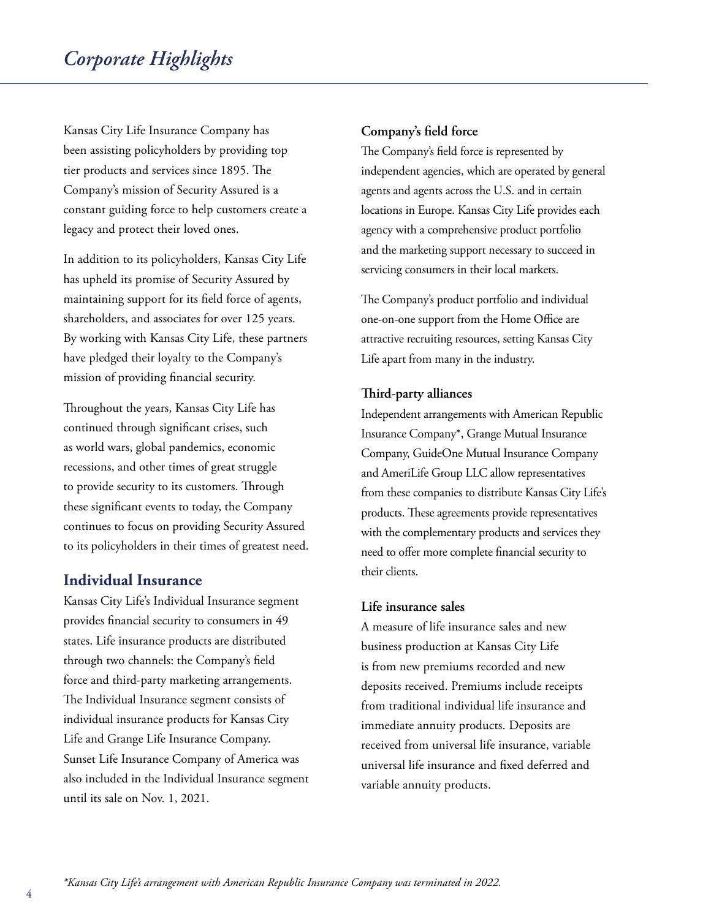# *Corporate Highlights*

Kansas City Life Insurance Company has been assisting policyholders by providing top tier products and services since 1895. The Company's mission of Security Assured is a constant guiding force to help customers create a legacy and protect their loved ones.

In addition to its policyholders, Kansas City Life has upheld its promise of Security Assured by maintaining support for its field force of agents, shareholders, and associates for over 125 years. By working with Kansas City Life, these partners have pledged their loyalty to the Company's mission of providing financial security.

Throughout the years, Kansas City Life has continued through significant crises, such as world wars, global pandemics, economic recessions, and other times of great struggle to provide security to its customers. Through these significant events to today, the Company continues to focus on providing Security Assured to its policyholders in their times of greatest need.

## Individual Insurance

Kansas City Life's Individual Insurance segment provides financial security to consumers in 49 states. Life insurance products are distributed through two channels: the Company's field force and third-party marketing arrangements. The Individual Insurance segment consists of individual insurance products for Kansas City Life and Grange Life Insurance Company. Sunset Life Insurance Company of America was also included in the Individual Insurance segment until its sale on Nov. 1, 2021.

**Company's field force**

The Company's field force is represented by independent agencies, which are operated by general agents and agents across the U.S. and in certain locations in Europe. Kansas City Life provides each agency with a comprehensive product portfolio and the marketing support necessary to succeed in servicing consumers in their local markets.

The Company's product portfolio and individual one-on-one support from the Home Office are attractive recruiting resources, setting Kansas City Life apart from many in the industry.

**Third-party alliances**

Independent arrangements with American Republic Insurance Company*, Grange Mutual Insurance Company, GuideOne Mutual Insurance Company and AmeriLife Group LLC allow representatives from these companies to distribute Kansas City Life's products. These agreements provide representatives with the complementary products and services they need to offer more complete financial security to their clients.

**Life insurance sales**

A measure of life insurance sales and new business production at Kansas City Life is from new premiums recorded and new deposits received. Premiums include receipts from traditional individual life insurance and immediate annuity products. Deposits are received from universal life insurance, variable universal life insurance and fixed deferred and variable annuity products.

*\*Kansas City Life's arrangement with American Republic Insurance Company was terminated in 2022.*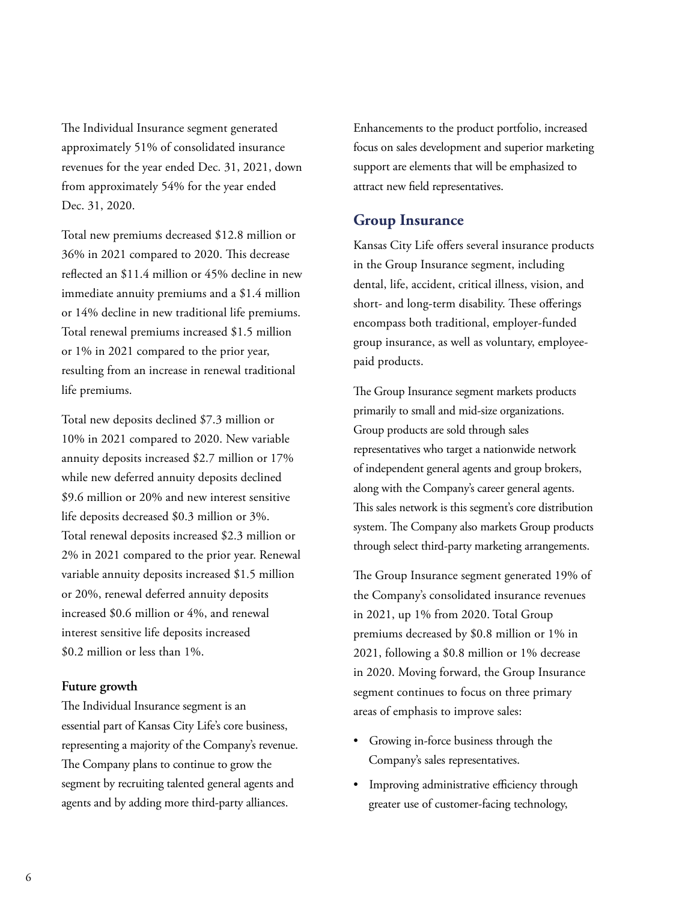The Individual Insurance segment generated approximately 51% of consolidated insurance revenues for the year ended Dec. 31, 2021, down from approximately 54% for the year ended Dec. 31, 2020.

Total new premiums decreased $12.8 million or 36% in 2021 compared to 2020. This decrease reflected an $11.4 million or 45% decline in new immediate annuity premiums and a $1.4 million or 14% decline in new traditional life premiums. Total renewal premiums increased $1.5 million or 1% in 2021 compared to the prior year, resulting from an increase in renewal traditional life premiums.

Total new deposits declined $7.3 million or 10% in 2021 compared to 2020. New variable annuity deposits increased $2.7 million or 17% while new deferred annuity deposits declined $9.6 million or 20% and new interest sensitive life deposits decreased $0.3 million or 3%. Total renewal deposits increased $2.3 million or 2% in 2021 compared to the prior year. Renewal variable annuity deposits increased $1.5 million or 20%, renewal deferred annuity deposits increased $0.6 million or 4%, and renewal interest sensitive life deposits increased $0.2 million or less than 1%.

**Future growth**

The Individual Insurance segment is an essential part of Kansas City Life's core business, representing a majority of the Company's revenue. The Company plans to continue to grow the segment by recruiting talented general agents and agents and by adding more third-party alliances. Enhancements to the product portfolio, increased focus on sales development and superior marketing support are elements that will be emphasized to attract new field representatives.

## Group Insurance

Kansas City Life offers several insurance products in the Group Insurance segment, including dental, life, accident, critical illness, vision, and short- and long-term disability. These offerings encompass both traditional, employer-funded group insurance, as well as voluntary, employee-paid products.

The Group Insurance segment markets products primarily to small and mid-size organizations. Group products are sold through sales representatives who target a nationwide network of independent general agents and group brokers, along with the Company's career general agents. This sales network is this segment's core distribution system. The Company also markets Group products through select third-party marketing arrangements.

The Group Insurance segment generated 19% of the Company's consolidated insurance revenues in 2021, up 1% from 2020. Total Group premiums decreased by $0.8 million or 1% in 2021, following a $0.8 million or 1% decrease in 2020. Moving forward, the Group Insurance segment continues to focus on three primary areas of emphasis to improve sales:

- Growing in-force business through the Company's sales representatives.
- Improving administrative efficiency through greater use of customer-facing technology,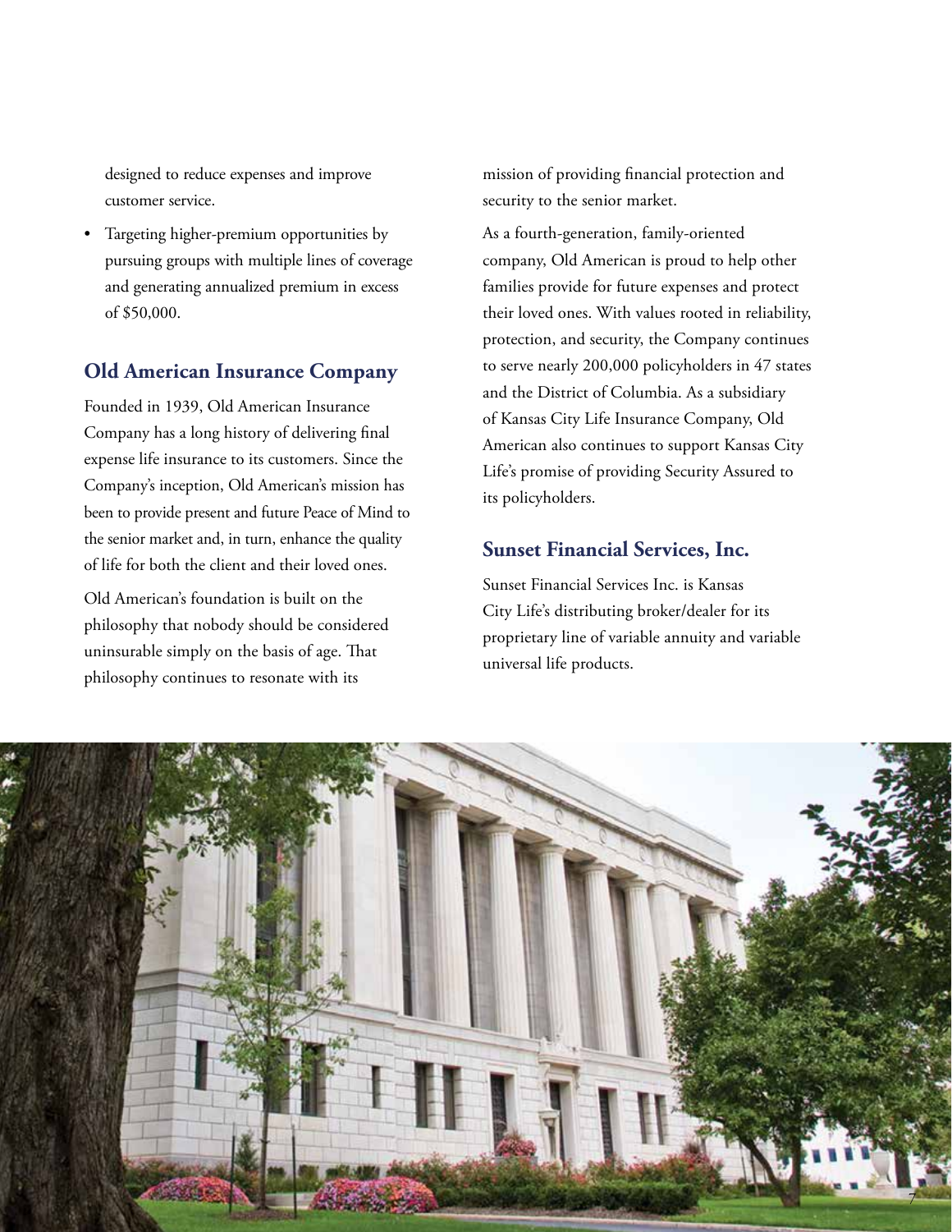designed to reduce expenses and improve customer service.

- Targeting higher-premium opportunities by pursuing groups with multiple lines of coverage and generating annualized premium in excess of $50,000.

## Old American Insurance Company

Founded in 1939, Old American Insurance Company has a long history of delivering final expense life insurance to its customers. Since the Company's inception, Old American's mission has been to provide present and future Peace of Mind to the senior market and, in turn, enhance the quality of life for both the client and their loved ones.

Old American's foundation is built on the philosophy that nobody should be considered uninsurable simply on the basis of age. That philosophy continues to resonate with its mission of providing financial protection and security to the senior market.

As a fourth-generation, family-oriented company, Old American is proud to help other families provide for future expenses and protect their loved ones. With values rooted in reliability, protection, and security, the Company continues to serve nearly 200,000 policyholders in 47 states and the District of Columbia. As a subsidiary of Kansas City Life Insurance Company, Old American also continues to support Kansas City Life's promise of providing Security Assured to its policyholders.

## Sunset Financial Services, Inc.

Sunset Financial Services Inc. is Kansas City Life's distributing broker/dealer for its proprietary line of variable annuity and variable universal life products.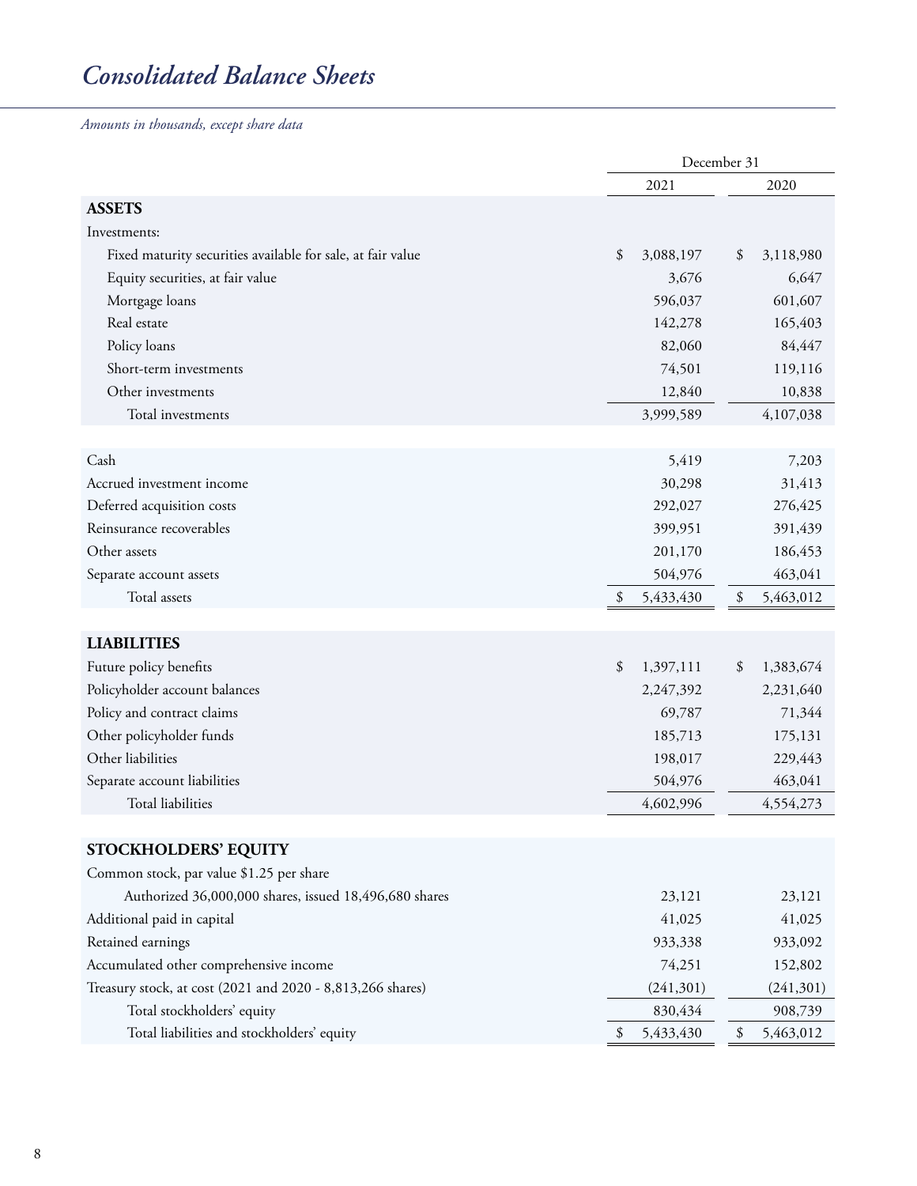# *Consolidated Balance Sheets*

*Amounts in thousands, except share data*

| | December 31 | |
|---|---|---|
| | 2021 | 2020 |
| **ASSETS** | | |
| Investments: | | |
| Fixed maturity securities available for sale, at fair value | $ 3,088,197 | $ 3,118,980 |
| Equity securities, at fair value | 3,676 | 6,647 |
| Mortgage loans | 596,037 | 601,607 |
| Real estate | 142,278 | 165,403 |
| Policy loans | 82,060 | 84,447 |
| Short-term investments | 74,501 | 119,116 |
| Other investments | 12,840 | 10,838 |
| Total investments | 3,999,589 | 4,107,038 |
| | | |
| Cash | 5,419 | 7,203 |
| Accrued investment income | 30,298 | 31,413 |
| Deferred acquisition costs | 292,027 | 276,425 |
| Reinsurance recoverables | 399,951 | 391,439 |
| Other assets | 201,170 | 186,453 |
| Separate account assets | 504,976 | 463,041 |
| Total assets | $ 5,433,430 | $ 5,463,012 |
| | | |
| **LIABILITIES** | | |
| Future policy benefits | $ 1,397,111 | $ 1,383,674 |
| Policyholder account balances | 2,247,392 | 2,231,640 |
| Policy and contract claims | 69,787 | 71,344 |
| Other policyholder funds | 185,713 | 175,131 |
| Other liabilities | 198,017 | 229,443 |
| Separate account liabilities | 504,976 | 463,041 |
| Total liabilities | 4,602,996 | 4,554,273 |
| | | |
| **STOCKHOLDERS' EQUITY** | | |
| Common stock, par value $1.25 per share | | |
| Authorized 36,000,000 shares, issued 18,496,680 shares | 23,121 | 23,121 |
| Additional paid in capital | 41,025 | 41,025 |
| Retained earnings | 933,338 | 933,092 |
| Accumulated other comprehensive income | 74,251 | 152,802 |
| Treasury stock, at cost (2021 and 2020 - 8,813,266 shares) | (241,301) | (241,301) |
| Total stockholders' equity | 830,434 | 908,739 |
| Total liabilities and stockholders' equity | $ 5,433,430 | $ 5,463,012 |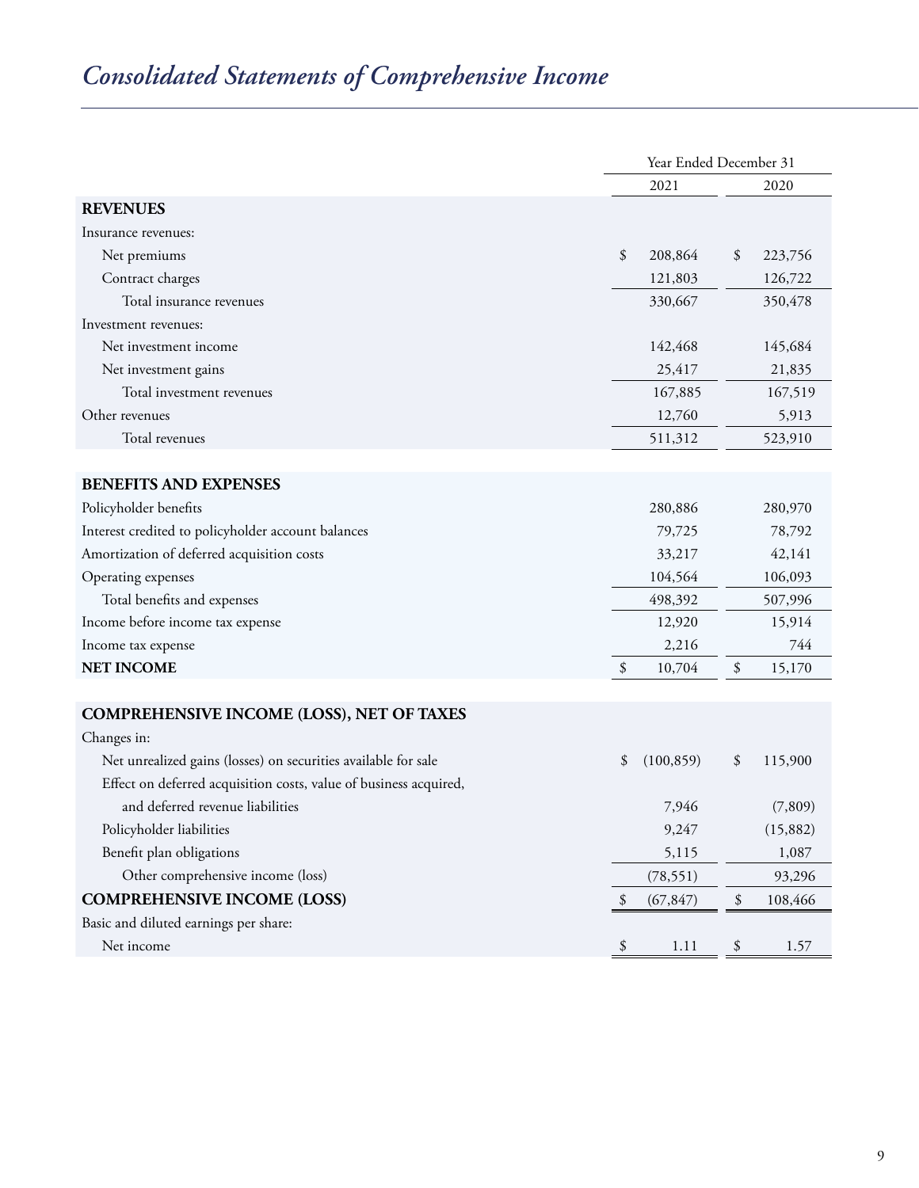# *Consolidated Statements of Comprehensive Income*

| | Year Ended December 31 | |
|---|---|---|
| | 2021 | 2020 |
| **REVENUES** | | |
| Insurance revenues: | | |
| Net premiums | $ 208,864 | $ 223,756 |
| Contract charges | 121,803 | 126,722 |
| Total insurance revenues | 330,667 | 350,478 |
| Investment revenues: | | |
| Net investment income | 142,468 | 145,684 |
| Net investment gains | 25,417 | 21,835 |
| Total investment revenues | 167,885 | 167,519 |
| Other revenues | 12,760 | 5,913 |
| Total revenues | 511,312 | 523,910 |
| | | |
| **BENEFITS AND EXPENSES** | | |
| Policyholder benefits | 280,886 | 280,970 |
| Interest credited to policyholder account balances | 79,725 | 78,792 |
| Amortization of deferred acquisition costs | 33,217 | 42,141 |
| Operating expenses | 104,564 | 106,093 |
| Total benefits and expenses | 498,392 | 507,996 |
| Income before income tax expense | 12,920 | 15,914 |
| Income tax expense | 2,216 | 744 |
| **NET INCOME** | $ 10,704 | $ 15,170 |
| | | |
| **COMPREHENSIVE INCOME (LOSS), NET OF TAXES** | | |
| Changes in: | | |
| Net unrealized gains (losses) on securities available for sale | $ (100,859) | $ 115,900 |
| Effect on deferred acquisition costs, value of business acquired, and deferred revenue liabilities | 7,946 | (7,809) |
| Policyholder liabilities | 9,247 | (15,882) |
| Benefit plan obligations | 5,115 | 1,087 |
| Other comprehensive income (loss) | (78,551) | 93,296 |
| **COMPREHENSIVE INCOME (LOSS)** | $ (67,847) | $ 108,466 |
| Basic and diluted earnings per share: | | |
| Net income | $ 1.11 | $ 1.57 |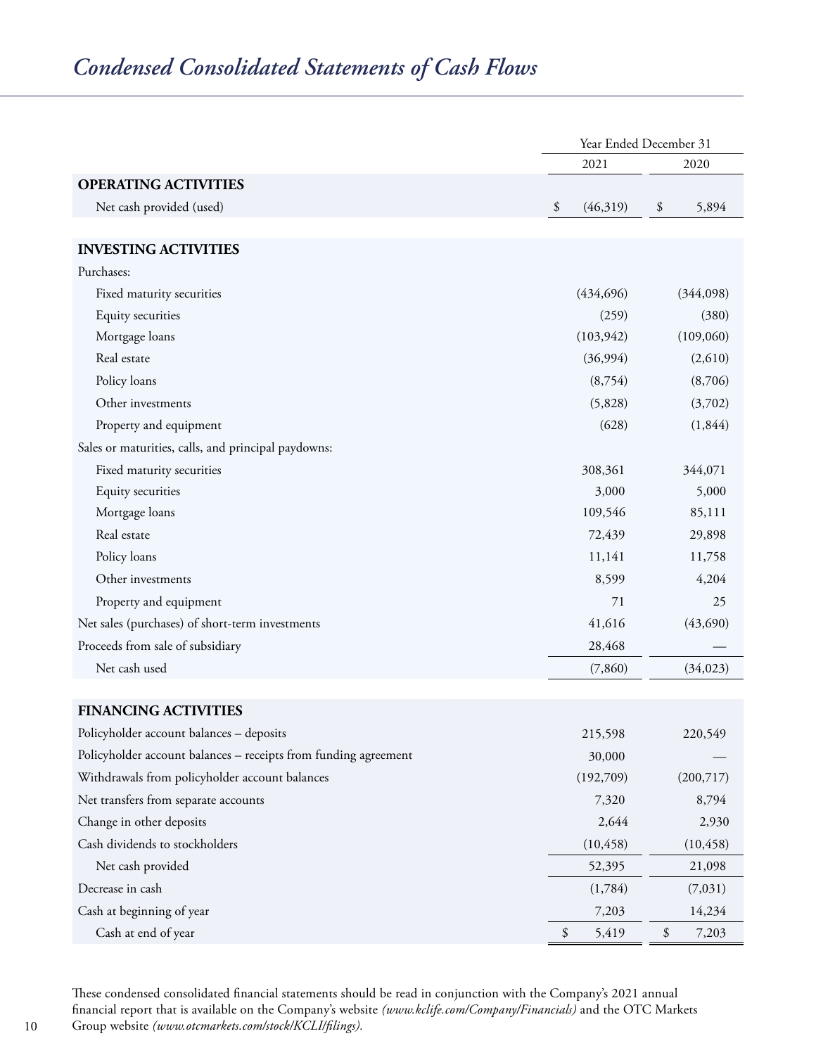# *Condensed Consolidated Statements of Cash Flows*

| | Year Ended December 31 | |
|---|---|---|
| | 2021 | 2020 |
| **OPERATING ACTIVITIES** | | |
| Net cash provided (used) | $ (46,319) | $ 5,894 |
| | | |
| **INVESTING ACTIVITIES** | | |
| Purchases: | | |
| Fixed maturity securities | (434,696) | (344,098) |
| Equity securities | (259) | (380) |
| Mortgage loans | (103,942) | (109,060) |
| Real estate | (36,994) | (2,610) |
| Policy loans | (8,754) | (8,706) |
| Other investments | (5,828) | (3,702) |
| Property and equipment | (628) | (1,844) |
| Sales or maturities, calls, and principal paydowns: | | |
| Fixed maturity securities | 308,361 | 344,071 |
| Equity securities | 3,000 | 5,000 |
| Mortgage loans | 109,546 | 85,111 |
| Real estate | 72,439 | 29,898 |
| Policy loans | 11,141 | 11,758 |
| Other investments | 8,599 | 4,204 |
| Property and equipment | 71 | 25 |
| Net sales (purchases) of short-term investments | 41,616 | (43,690) |
| Proceeds from sale of subsidiary | 28,468 | — |
| Net cash used | (7,860) | (34,023) |
| | | |
| **FINANCING ACTIVITIES** | | |
| Policyholder account balances – deposits | 215,598 | 220,549 |
| Policyholder account balances – receipts from funding agreement | 30,000 | — |
| Withdrawals from policyholder account balances | (192,709) | (200,717) |
| Net transfers from separate accounts | 7,320 | 8,794 |
| Change in other deposits | 2,644 | 2,930 |
| Cash dividends to stockholders | (10,458) | (10,458) |
| Net cash provided | 52,395 | 21,098 |
| Decrease in cash | (1,784) | (7,031) |
| Cash at beginning of year | 7,203 | 14,234 |
| Cash at end of year | $ 5,419 | $ 7,203 |

These condensed consolidated financial statements should be read in conjunction with the Company's 2021 annual financial report that is available on the Company's website *(www.kclife.com/Company/Financials)* and the OTC Markets Group website *(www.otcmarkets.com/stock/KCLI/filings)*.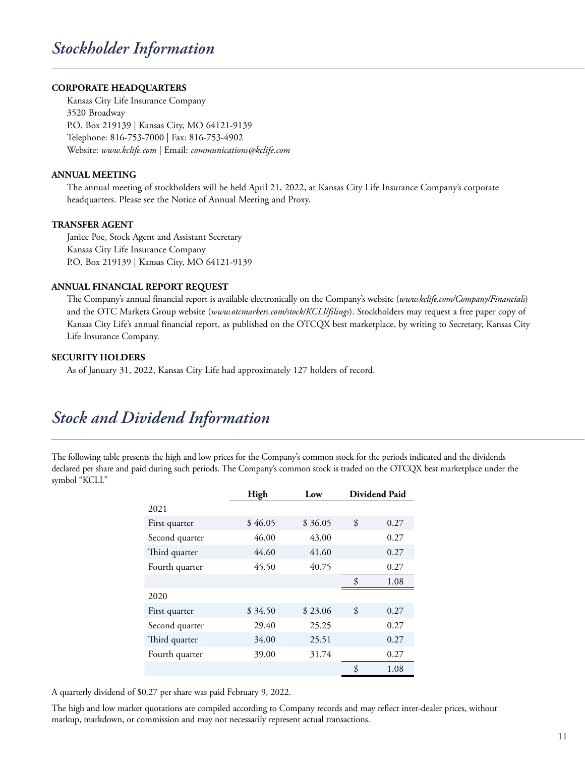# *Stockholder Information*

**CORPORATE HEADQUARTERS**

Kansas City Life Insurance Company
3520 Broadway
P.O. Box 219139 | Kansas City, MO 64121-9139
Telephone: 816-753-7000 | Fax: 816-753-4902
Website: *www.kclife.com* | Email: *communications@kclife.com*

**ANNUAL MEETING**

The annual meeting of stockholders will be held April 21, 2022, at Kansas City Life Insurance Company's corporate headquarters. Please see the Notice of Annual Meeting and Proxy.

**TRANSFER AGENT**

Janice Poe, Stock Agent and Assistant Secretary
Kansas City Life Insurance Company
P.O. Box 219139 | Kansas City, MO 64121-9139

**ANNUAL FINANCIAL REPORT REQUEST**

The Company's annual financial report is available electronically on the Company's website (*www.kclife.com/Company/Financials*) and the OTC Markets Group website (*www.otcmarkets.com/stock/KCLI/filings*). Stockholders may request a free paper copy of Kansas City Life's annual financial report, as published on the OTCQX best marketplace, by writing to Secretary, Kansas City Life Insurance Company.

**SECURITY HOLDERS**

As of January 31, 2022, Kansas City Life had approximately 127 holders of record.

# *Stock and Dividend Information*

The following table presents the high and low prices for the Company's common stock for the periods indicated and the dividends declared per share and paid during such periods. The Company's common stock is traded on the OTCQX best marketplace under the symbol "KCLI."

| | High | Low | Dividend Paid |
|---|---|---|---|
| 2021 | | | |
| First quarter | $ 46.05 | $ 36.05 | $ 0.27 |
| Second quarter | 46.00 | 43.00 | 0.27 |
| Third quarter | 44.60 | 41.60 | 0.27 |
| Fourth quarter | 45.50 | 40.75 | 0.27 |
| | | | $ 1.08 |
| 2020 | | | |
| First quarter | $ 34.50 | $ 23.06 | $ 0.27 |
| Second quarter | 29.40 | 25.25 | 0.27 |
| Third quarter | 34.00 | 25.51 | 0.27 |
| Fourth quarter | 39.00 | 31.74 | 0.27 |
| | | | $ 1.08 |

A quarterly dividend of $0.27 per share was paid February 9, 2022.

The high and low market quotations are compiled according to Company records and may reflect inter-dealer prices, without markup, markdown, or commission and may not necessarily represent actual transactions.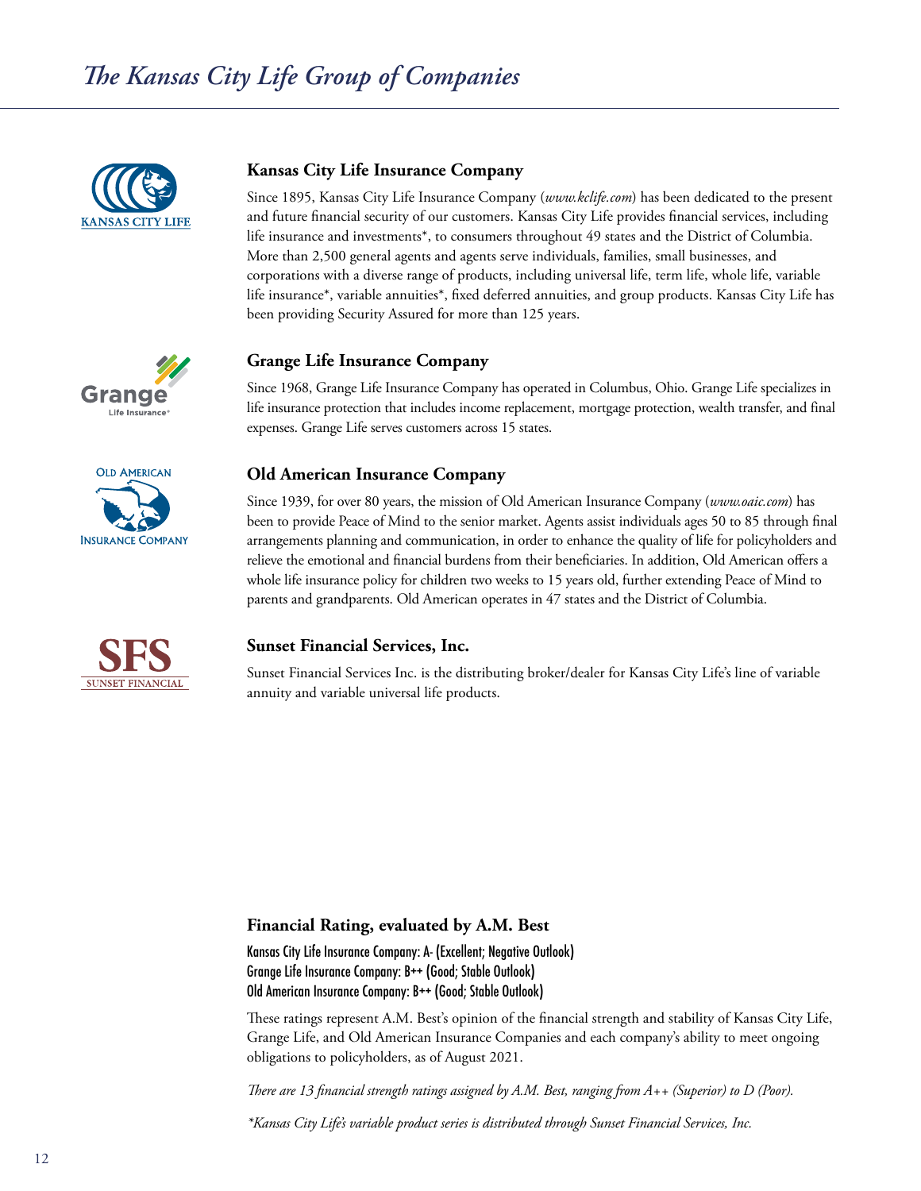# *The Kansas City Life Group of Companies*

### Kansas City Life Insurance Company

Since 1895, Kansas City Life Insurance Company (*www.kclife.com*) has been dedicated to the present and future financial security of our customers. Kansas City Life provides financial services, including life insurance and investments*, to consumers throughout 49 states and the District of Columbia. More than 2,500 general agents and agents serve individuals, families, small businesses, and corporations with a diverse range of products, including universal life, term life, whole life, variable life insurance*, variable annuities*, fixed deferred annuities, and group products. Kansas City Life has been providing Security Assured for more than 125 years.

### Grange Life Insurance Company

Since 1968, Grange Life Insurance Company has operated in Columbus, Ohio. Grange Life specializes in life insurance protection that includes income replacement, mortgage protection, wealth transfer, and final expenses. Grange Life serves customers across 15 states.

### Old American Insurance Company

Since 1939, for over 80 years, the mission of Old American Insurance Company (*www.oaic.com*) has been to provide Peace of Mind to the senior market. Agents assist individuals ages 50 to 85 through final arrangements planning and communication, in order to enhance the quality of life for policyholders and relieve the emotional and financial burdens from their beneficiaries. In addition, Old American offers a whole life insurance policy for children two weeks to 15 years old, further extending Peace of Mind to parents and grandparents. Old American operates in 47 states and the District of Columbia.

### Sunset Financial Services, Inc.

Sunset Financial Services Inc. is the distributing broker/dealer for Kansas City Life's line of variable annuity and variable universal life products.

### Financial Rating, evaluated by A.M. Best

Kansas City Life Insurance Company: A- (Excellent; Negative Outlook)
Grange Life Insurance Company: B++ (Good; Stable Outlook)
Old American Insurance Company: B++ (Good; Stable Outlook)

These ratings represent A.M. Best's opinion of the financial strength and stability of Kansas City Life, Grange Life, and Old American Insurance Companies and each company's ability to meet ongoing obligations to policyholders, as of August 2021.

*There are 13 financial strength ratings assigned by A.M. Best, ranging from A++ (Superior) to D (Poor).*

*\*Kansas City Life's variable product series is distributed through Sunset Financial Services, Inc.*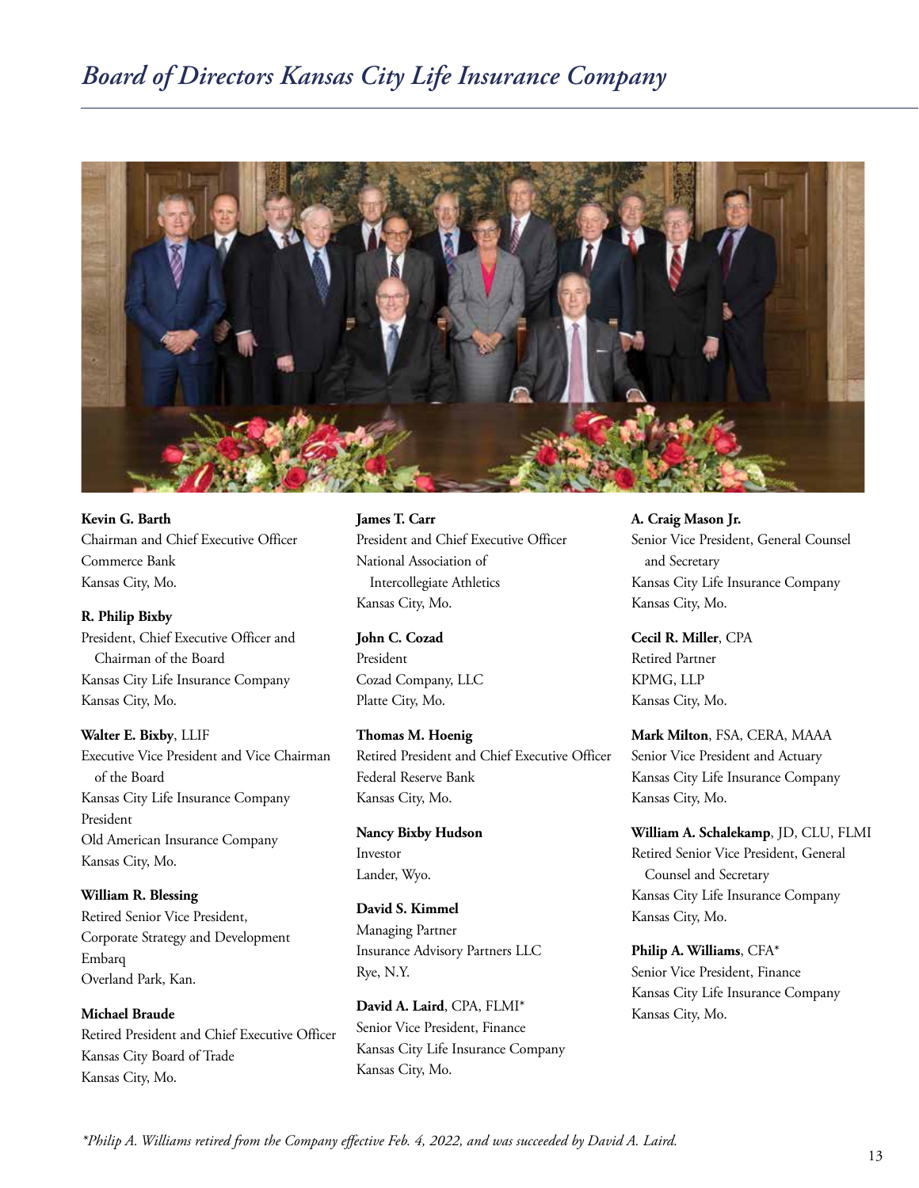# Board of Directors Kansas City Life Insurance Company

**Kevin G. Barth**
Chairman and Chief Executive Officer
Commerce Bank
Kansas City, Mo.

**R. Philip Bixby**
President, Chief Executive Officer and Chairman of the Board
Kansas City Life Insurance Company
Kansas City, Mo.

**Walter E. Bixby**, LLIF
Executive Vice President and Vice Chairman of the Board
Kansas City Life Insurance Company
President
Old American Insurance Company
Kansas City, Mo.

**William R. Blessing**
Retired Senior Vice President,
Corporate Strategy and Development
Embarq
Overland Park, Kan.

**Michael Braude**
Retired President and Chief Executive Officer
Kansas City Board of Trade
Kansas City, Mo.

**James T. Carr**
President and Chief Executive Officer
National Association of Intercollegiate Athletics
Kansas City, Mo.

**John C. Cozad**
President
Cozad Company, LLC
Platte City, Mo.

**Thomas M. Hoenig**
Retired President and Chief Executive Officer
Federal Reserve Bank
Kansas City, Mo.

**Nancy Bixby Hudson**
Investor
Lander, Wyo.

**David S. Kimmel**
Managing Partner
Insurance Advisory Partners LLC
Rye, N.Y.

**David A. Laird**, CPA, FLMI*
Senior Vice President, Finance
Kansas City Life Insurance Company
Kansas City, Mo.

**A. Craig Mason Jr.**
Senior Vice President, General Counsel and Secretary
Kansas City Life Insurance Company
Kansas City, Mo.

**Cecil R. Miller**, CPA
Retired Partner
KPMG, LLP
Kansas City, Mo.

**Mark Milton**, FSA, CERA, MAAA
Senior Vice President and Actuary
Kansas City Life Insurance Company
Kansas City, Mo.

**William A. Schalekamp**, JD, CLU, FLMI
Retired Senior Vice President, General Counsel and Secretary
Kansas City Life Insurance Company
Kansas City, Mo.

**Philip A. Williams**, CFA*
Senior Vice President, Finance
Kansas City Life Insurance Company
Kansas City, Mo.

*\*Philip A. Williams retired from the Company effective Feb. 4, 2022, and was succeeded by David A. Laird.*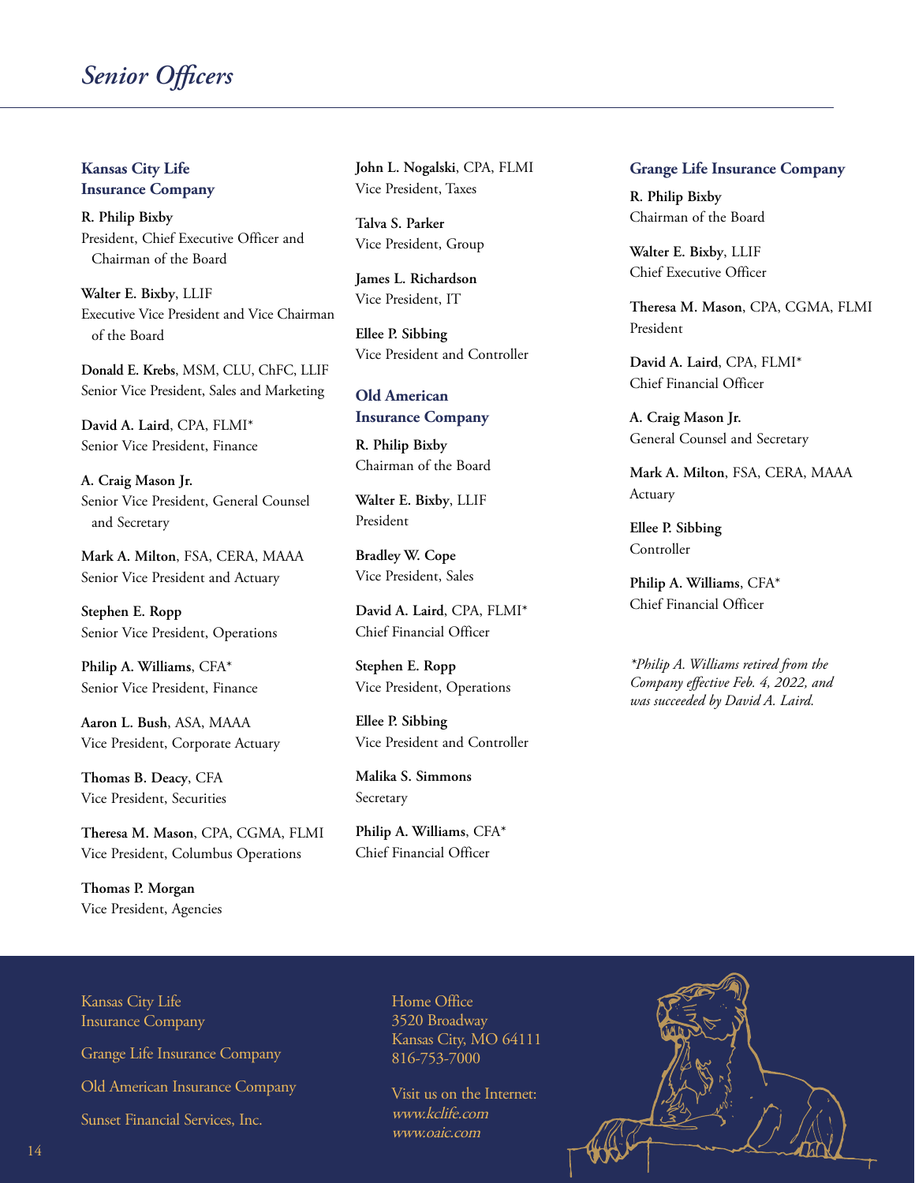# Senior Officers

## Kansas City Life Insurance Company

**R. Philip Bixby**
President, Chief Executive Officer and Chairman of the Board

**Walter E. Bixby**, LLIF
Executive Vice President and Vice Chairman of the Board

**Donald E. Krebs**, MSM, CLU, ChFC, LLIF
Senior Vice President, Sales and Marketing

**David A. Laird**, CPA, FLMI*
Senior Vice President, Finance

**A. Craig Mason Jr.**
Senior Vice President, General Counsel and Secretary

**Mark A. Milton**, FSA, CERA, MAAA
Senior Vice President and Actuary

**Stephen E. Ropp**
Senior Vice President, Operations

**Philip A. Williams**, CFA*
Senior Vice President, Finance

**Aaron L. Bush**, ASA, MAAA
Vice President, Corporate Actuary

**Thomas B. Deacy**, CFA
Vice President, Securities

**Theresa M. Mason**, CPA, CGMA, FLMI
Vice President, Columbus Operations

**Thomas P. Morgan**
Vice President, Agencies

**John L. Nogalski**, CPA, FLMI
Vice President, Taxes

**Talva S. Parker**
Vice President, Group

**James L. Richardson**
Vice President, IT

**Ellee P. Sibbing**
Vice President and Controller

## Old American Insurance Company

**R. Philip Bixby**
Chairman of the Board

**Walter E. Bixby**, LLIF
President

**Bradley W. Cope**
Vice President, Sales

**David A. Laird**, CPA, FLMI*
Chief Financial Officer

**Stephen E. Ropp**
Vice President, Operations

**Ellee P. Sibbing**
Vice President and Controller

**Malika S. Simmons**
Secretary

**Philip A. Williams**, CFA*
Chief Financial Officer

## Grange Life Insurance Company

**R. Philip Bixby**
Chairman of the Board

**Walter E. Bixby**, LLIF
Chief Executive Officer

**Theresa M. Mason**, CPA, CGMA, FLMI
President

**David A. Laird**, CPA, FLMI*
Chief Financial Officer

**A. Craig Mason Jr.**
General Counsel and Secretary

**Mark A. Milton**, FSA, CERA, MAAA
Actuary

**Ellee P. Sibbing**
Controller

**Philip A. Williams**, CFA*
Chief Financial Officer

*\*Philip A. Williams retired from the Company effective Feb. 4, 2022, and was succeeded by David A. Laird.*

Kansas City Life Insurance Company

Grange Life Insurance Company

Old American Insurance Company

Sunset Financial Services, Inc.

Home Office
3520 Broadway
Kansas City, MO 64111
816-753-7000

Visit us on the Internet:
*www.kclife.com*
*www.oaic.com*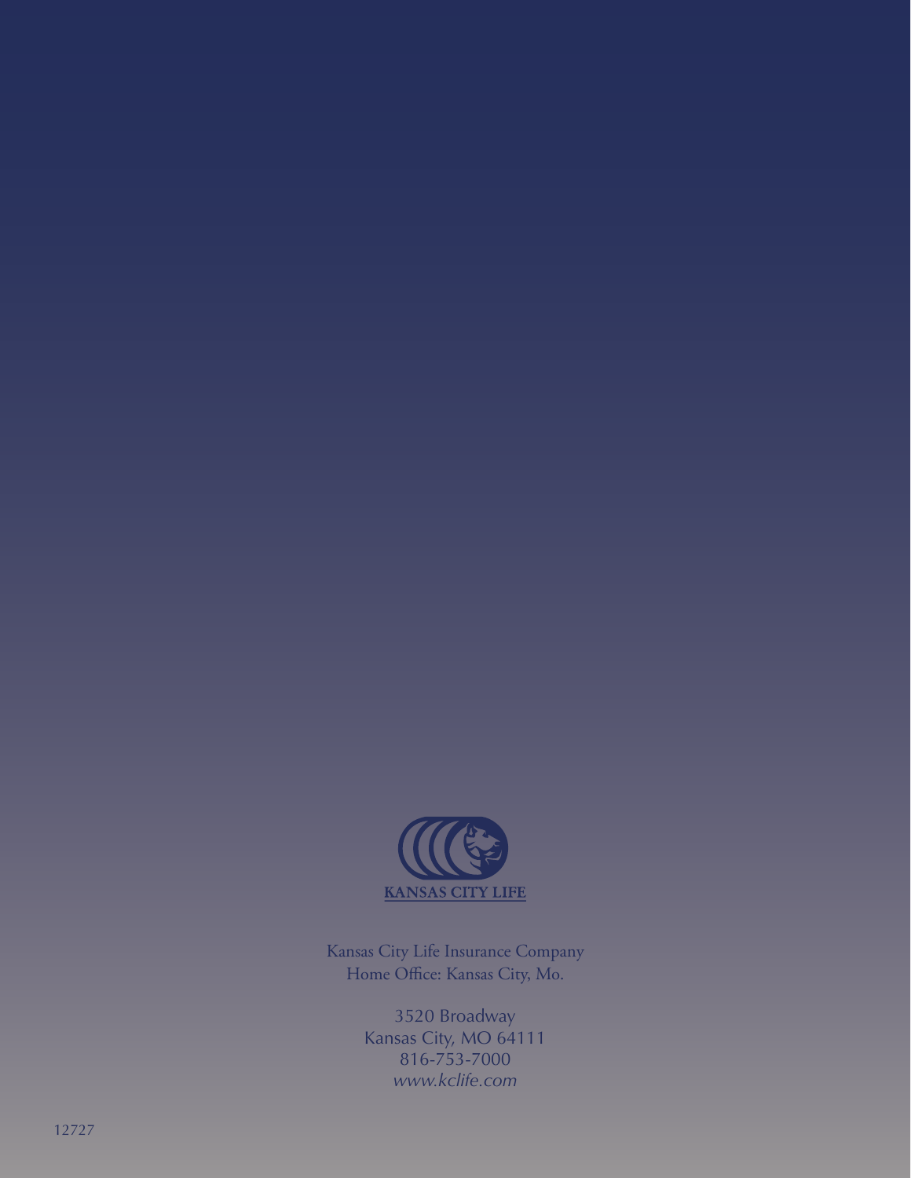KANSAS CITY LIFE

Kansas City Life Insurance Company
Home Office: Kansas City, Mo.

3520 Broadway
Kansas City, MO 64111
816-753-7000
*www.kclife.com*

12727